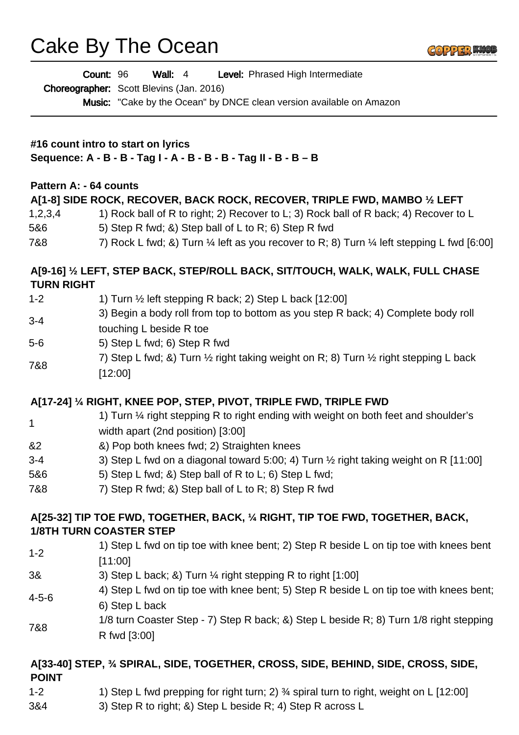# Cake By The Ocean

**Count:** 96 **Wall:** 4 **Level:** Phrased High Intermediate

**Choreographer:** Scott Blevins (Jan. 2016)

**Music:** "Cake by the Ocean" by DNCE clean version available on Amazon

**#16 count intro to start on lyrics**

**Sequence: A - B - B - Tag I - A - B - B - B - Tag II - B - B – B**

**Pattern A: - 64 counts**

**A[1-8] SIDE ROCK, RECOVER, BACK ROCK, RECOVER, TRIPLE FWD, MAMBO ½ LEFT**

| | |
|---|---|
| 1,2,3,4 | 1) Rock ball of R to right; 2) Recover to L; 3) Rock ball of R back; 4) Recover to L |
| 5&6 | 5) Step R fwd; &) Step ball of L to R; 6) Step R fwd |
| 7&8 | 7) Rock L fwd; &) Turn ¼ left as you recover to R; 8) Turn ¼ left stepping L fwd [6:00] |

**A[9-16] ½ LEFT, STEP BACK, STEP/ROLL BACK, SIT/TOUCH, WALK, WALK, FULL CHASE TURN RIGHT**

| | |
|---|---|
| 1-2 | 1) Turn ½ left stepping R back; 2) Step L back [12:00] |
| 3-4 | 3) Begin a body roll from top to bottom as you step R back; 4) Complete body roll touching L beside R toe |
| 5-6 | 5) Step L fwd; 6) Step R fwd |
| 7&8 | 7) Step L fwd; &) Turn ½ right taking weight on R; 8) Turn ½ right stepping L back [12:00] |

**A[17-24] ¼ RIGHT, KNEE POP, STEP, PIVOT, TRIPLE FWD, TRIPLE FWD**

| | |
|---|---|
| 1 | 1) Turn ¼ right stepping R to right ending with weight on both feet and shoulder's width apart (2nd position) [3:00] |
| &2 | &) Pop both knees fwd; 2) Straighten knees |
| 3-4 | 3) Step L fwd on a diagonal toward 5:00; 4) Turn ½ right taking weight on R [11:00] |
| 5&6 | 5) Step L fwd; &) Step ball of R to L; 6) Step L fwd; |
| 7&8 | 7) Step R fwd; &) Step ball of L to R; 8) Step R fwd |

**A[25-32] TIP TOE FWD, TOGETHER, BACK, ¼ RIGHT, TIP TOE FWD, TOGETHER, BACK, 1/8TH TURN COASTER STEP**

| | |
|---|---|
| 1-2 | 1) Step L fwd on tip toe with knee bent; 2) Step R beside L on tip toe with knees bent [11:00] |
| 3& | 3) Step L back; &) Turn ¼ right stepping R to right [1:00] |
| 4-5-6 | 4) Step L fwd on tip toe with knee bent; 5) Step R beside L on tip toe with knees bent; 6) Step L back |
| 7&8 | 1/8 turn Coaster Step - 7) Step R back; &) Step L beside R; 8) Turn 1/8 right stepping R fwd [3:00] |

**A[33-40] STEP, ¾ SPIRAL, SIDE, TOGETHER, CROSS, SIDE, BEHIND, SIDE, CROSS, SIDE, POINT**

| | |
|---|---|
| 1-2 | 1) Step L fwd prepping for right turn; 2) ¾ spiral turn to right, weight on L [12:00] |
| 3&4 | 3) Step R to right; &) Step L beside R; 4) Step R across L |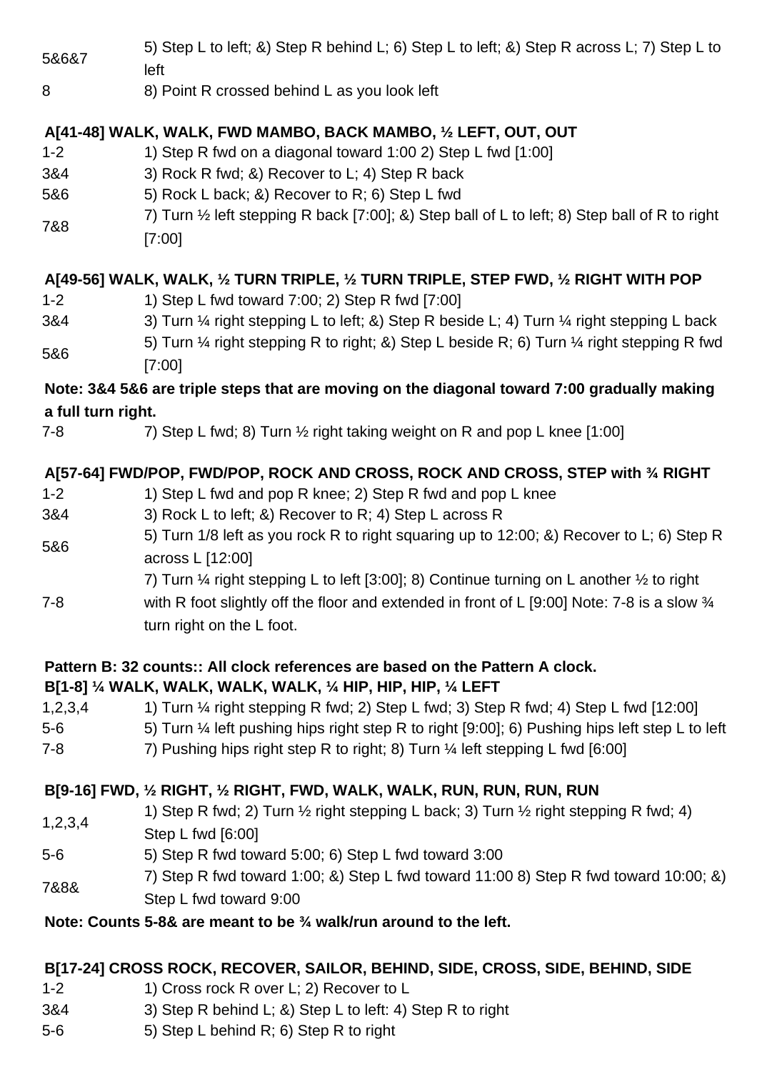| | |
|---|---|
| 5&6&7 | 5) Step L to left; &) Step R behind L; 6) Step L to left; &) Step R across L; 7) Step L to left |
| 8 | 8) Point R crossed behind L as you look left |

**A[41-48] WALK, WALK, FWD MAMBO, BACK MAMBO, ½ LEFT, OUT, OUT**

| | |
|---|---|
| 1-2 | 1) Step R fwd on a diagonal toward 1:00 2) Step L fwd [1:00] |
| 3&4 | 3) Rock R fwd; &) Recover to L; 4) Step R back |
| 5&6 | 5) Rock L back; &) Recover to R; 6) Step L fwd |
| 7&8 | 7) Turn ½ left stepping R back [7:00]; &) Step ball of L to left; 8) Step ball of R to right [7:00] |

**A[49-56] WALK, WALK, ½ TURN TRIPLE, ½ TURN TRIPLE, STEP FWD, ½ RIGHT WITH POP**

| | |
|---|---|
| 1-2 | 1) Step L fwd toward 7:00; 2) Step R fwd [7:00] |
| 3&4 | 3) Turn ¼ right stepping L to left; &) Step R beside L; 4) Turn ¼ right stepping L back |
| 5&6 | 5) Turn ¼ right stepping R to right; &) Step L beside R; 6) Turn ¼ right stepping R fwd [7:00] |

**Note: 3&4 5&6 are triple steps that are moving on the diagonal toward 7:00 gradually making a full turn right.**

| | |
|---|---|
| 7-8 | 7) Step L fwd; 8) Turn ½ right taking weight on R and pop L knee [1:00] |

**A[57-64] FWD/POP, FWD/POP, ROCK AND CROSS, ROCK AND CROSS, STEP with ¾ RIGHT**

| | |
|---|---|
| 1-2 | 1) Step L fwd and pop R knee; 2) Step R fwd and pop L knee |
| 3&4 | 3) Rock L to left; &) Recover to R; 4) Step L across R |
| 5&6 | 5) Turn 1/8 left as you rock R to right squaring up to 12:00; &) Recover to L; 6) Step R across L [12:00] |
| 7-8 | 7) Turn ¼ right stepping L to left [3:00]; 8) Continue turning on L another ½ to right with R foot slightly off the floor and extended in front of L [9:00] Note: 7-8 is a slow ¾ turn right on the L foot. |

**Pattern B: 32 counts:: All clock references are based on the Pattern A clock.**

**B[1-8] ¼ WALK, WALK, WALK, WALK, ¼ HIP, HIP, HIP, ¼ LEFT**

| | |
|---|---|
| 1,2,3,4 | 1) Turn ¼ right stepping R fwd; 2) Step L fwd; 3) Step R fwd; 4) Step L fwd [12:00] |
| 5-6 | 5) Turn ¼ left pushing hips right step R to right [9:00]; 6) Pushing hips left step L to left |
| 7-8 | 7) Pushing hips right step R to right; 8) Turn ¼ left stepping L fwd [6:00] |

**B[9-16] FWD, ½ RIGHT, ½ RIGHT, FWD, WALK, WALK, RUN, RUN, RUN, RUN**

| | |
|---|---|
| 1,2,3,4 | 1) Step R fwd; 2) Turn ½ right stepping L back; 3) Turn ½ right stepping R fwd; 4) Step L fwd [6:00] |
| 5-6 | 5) Step R fwd toward 5:00; 6) Step L fwd toward 3:00 |
| 7&8& | 7) Step R fwd toward 1:00; &) Step L fwd toward 11:00 8) Step R fwd toward 10:00; &) Step L fwd toward 9:00 |

**Note: Counts 5-8& are meant to be ¾ walk/run around to the left.**

**B[17-24] CROSS ROCK, RECOVER, SAILOR, BEHIND, SIDE, CROSS, SIDE, BEHIND, SIDE**

| | |
|---|---|
| 1-2 | 1) Cross rock R over L; 2) Recover to L |
| 3&4 | 3) Step R behind L; &) Step L to left: 4) Step R to right |
| 5-6 | 5) Step L behind R; 6) Step R to right |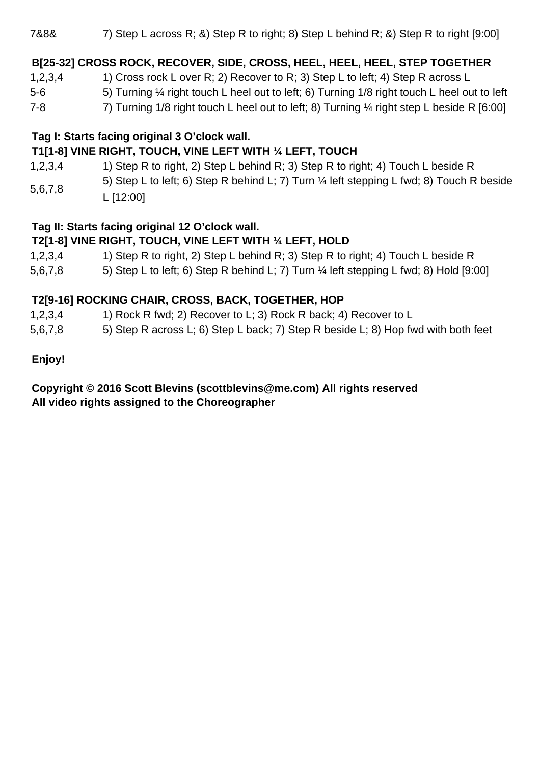7&8& 7) Step L across R; &) Step R to right; 8) Step L behind R; &) Step R to right [9:00]

**B[25-32] CROSS ROCK, RECOVER, SIDE, CROSS, HEEL, HEEL, HEEL, STEP TOGETHER**

| | |
|---|---|
| 1,2,3,4 | 1) Cross rock L over R; 2) Recover to R; 3) Step L to left; 4) Step R across L |
| 5-6 | 5) Turning ¼ right touch L heel out to left; 6) Turning 1/8 right touch L heel out to left |
| 7-8 | 7) Turning 1/8 right touch L heel out to left; 8) Turning ¼ right step L beside R [6:00] |

**Tag I: Starts facing original 3 O'clock wall.**
**T1[1-8] VINE RIGHT, TOUCH, VINE LEFT WITH ¼ LEFT, TOUCH**

| | |
|---|---|
| 1,2,3,4 | 1) Step R to right, 2) Step L behind R; 3) Step R to right; 4) Touch L beside R |
| 5,6,7,8 | 5) Step L to left; 6) Step R behind L; 7) Turn ¼ left stepping L fwd; 8) Touch R beside L [12:00] |

**Tag II: Starts facing original 12 O'clock wall.**
**T2[1-8] VINE RIGHT, TOUCH, VINE LEFT WITH ¼ LEFT, HOLD**

| | |
|---|---|
| 1,2,3,4 | 1) Step R to right, 2) Step L behind R; 3) Step R to right; 4) Touch L beside R |
| 5,6,7,8 | 5) Step L to left; 6) Step R behind L; 7) Turn ¼ left stepping L fwd; 8) Hold [9:00] |

**T2[9-16] ROCKING CHAIR, CROSS, BACK, TOGETHER, HOP**

| | |
|---|---|
| 1,2,3,4 | 1) Rock R fwd; 2) Recover to L; 3) Rock R back; 4) Recover to L |
| 5,6,7,8 | 5) Step R across L; 6) Step L back; 7) Step R beside L; 8) Hop fwd with both feet |

**Enjoy!**

**Copyright © 2016 Scott Blevins (scottblevins@me.com) All rights reserved**
**All video rights assigned to the Choreographer**